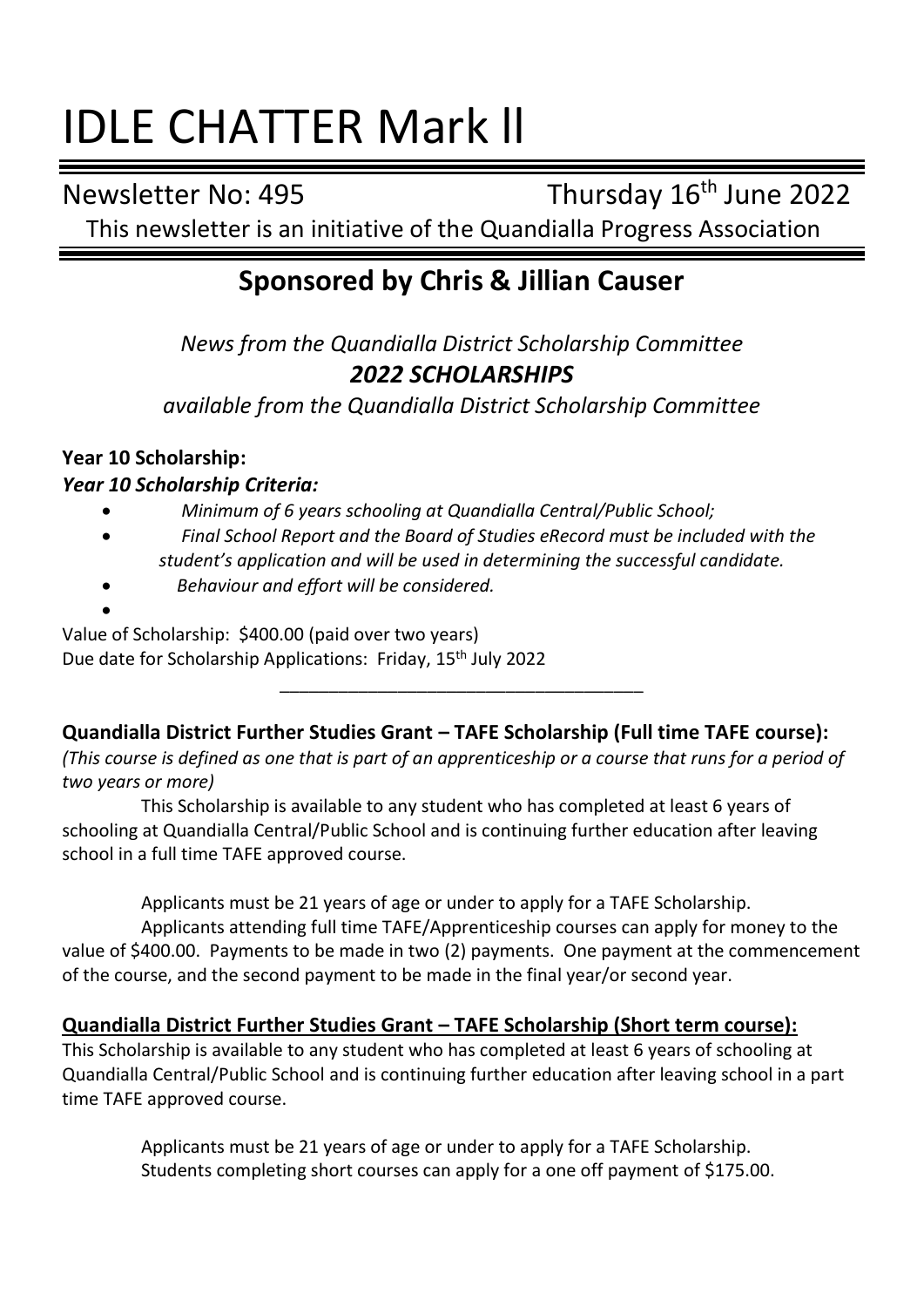# IDLE CHATTER Mark ll

Newsletter No: 495 Thursday 16th June 2022

This newsletter is an initiative of the Quandialla Progress Association

## Sponsored by Chris & Jillian Causer

*News from the Quandialla District Scholarship Committee*

***2022 SCHOLARSHIPS***

*available from the Quandialla District Scholarship Committee*

**Year 10 Scholarship:**

***Year 10 Scholarship Criteria:***

- *Minimum of 6 years schooling at Quandialla Central/Public School;*
- *Final School Report and the Board of Studies eRecord must be included with the student's application and will be used in determining the successful candidate.*
- *Behaviour and effort will be considered.*

Value of Scholarship: $400.00 (paid over two years)
Due date for Scholarship Applications: Friday, 15th July 2022

---

**Quandialla District Further Studies Grant – TAFE Scholarship (Full time TAFE course):**

*(This course is defined as one that is part of an apprenticeship or a course that runs for a period of two years or more)*

This Scholarship is available to any student who has completed at least 6 years of schooling at Quandialla Central/Public School and is continuing further education after leaving school in a full time TAFE approved course.

Applicants must be 21 years of age or under to apply for a TAFE Scholarship.

Applicants attending full time TAFE/Apprenticeship courses can apply for money to the value of $400.00. Payments to be made in two (2) payments. One payment at the commencement of the course, and the second payment to be made in the final year/or second year.

**Quandialla District Further Studies Grant – TAFE Scholarship (Short term course):**

This Scholarship is available to any student who has completed at least 6 years of schooling at Quandialla Central/Public School and is continuing further education after leaving school in a part time TAFE approved course.

Applicants must be 21 years of age or under to apply for a TAFE Scholarship.
Students completing short courses can apply for a one off payment of $175.00.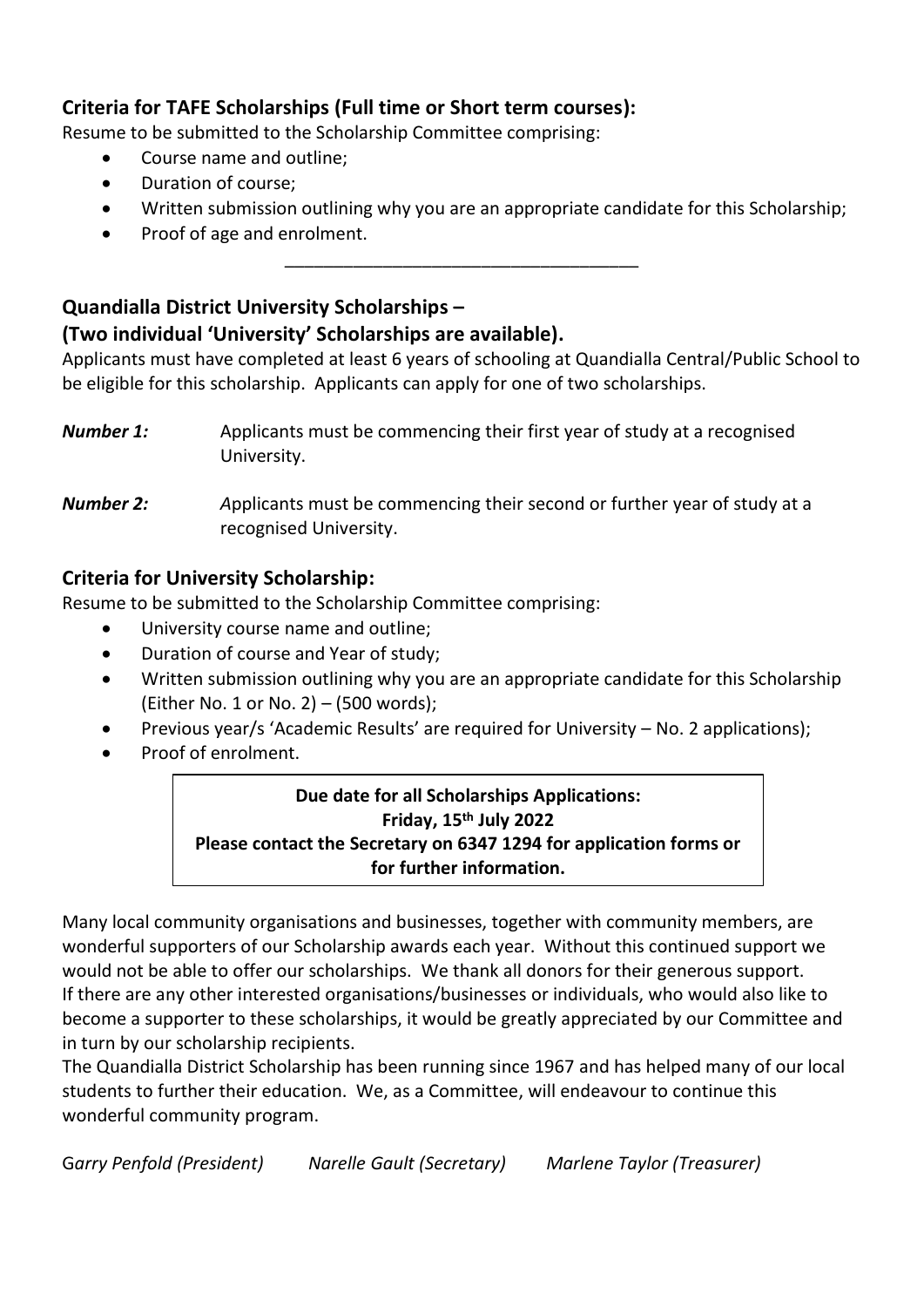### Criteria for TAFE Scholarships (Full time or Short term courses):

Resume to be submitted to the Scholarship Committee comprising:

- Course name and outline;
- Duration of course;
- Written submission outlining why you are an appropriate candidate for this Scholarship;
- Proof of age and enrolment.

---

### Quandialla District University Scholarships –
### (Two individual 'University' Scholarships are available).

Applicants must have completed at least 6 years of schooling at Quandialla Central/Public School to be eligible for this scholarship. Applicants can apply for one of two scholarships.

***Number 1:*** Applicants must be commencing their first year of study at a recognised University.

***Number 2:*** *A*pplicants must be commencing their second or further year of study at a recognised University.

### Criteria for University Scholarship:

Resume to be submitted to the Scholarship Committee comprising:

- University course name and outline;
- Duration of course and Year of study;
- Written submission outlining why you are an appropriate candidate for this Scholarship (Either No. 1 or No. 2) – (500 words);
- Previous year/s 'Academic Results' are required for University – No. 2 applications);
- Proof of enrolment.

**Due date for all Scholarships Applications:**
**Friday, 15th July 2022**
**Please contact the Secretary on 6347 1294 for application forms or for further information.**

Many local community organisations and businesses, together with community members, are wonderful supporters of our Scholarship awards each year. Without this continued support we would not be able to offer our scholarships. We thank all donors for their generous support.
If there are any other interested organisations/businesses or individuals, who would also like to become a supporter to these scholarships, it would be greatly appreciated by our Committee and in turn by our scholarship recipients.
The Quandialla District Scholarship has been running since 1967 and has helped many of our local students to further their education. We, as a Committee, will endeavour to continue this wonderful community program.

*Garry Penfold (President)* *Narelle Gault (Secretary)* *Marlene Taylor (Treasurer)*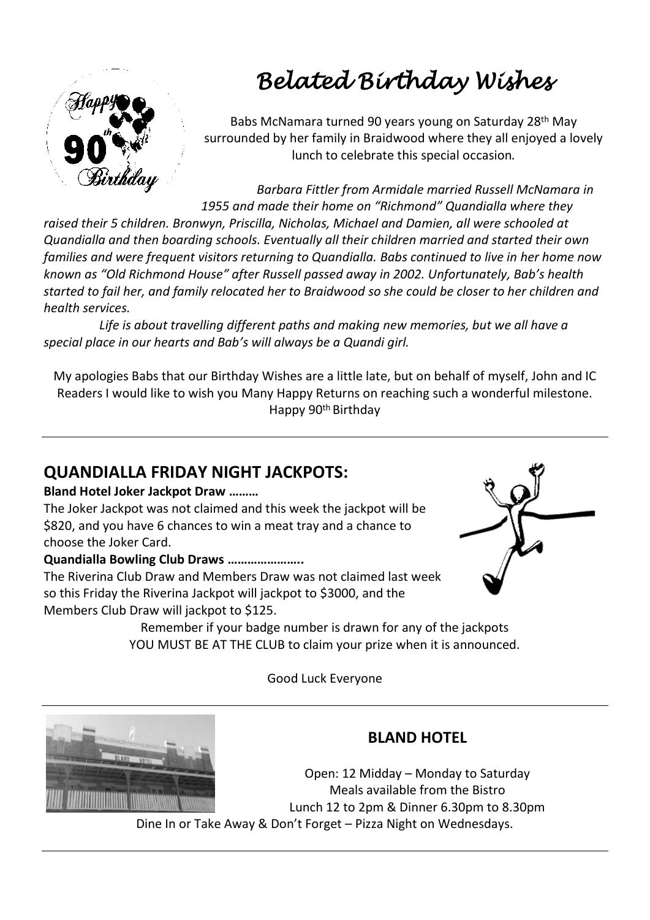# *Belated Birthday Wishes*

Babs McNamara turned 90 years young on Saturday 28th May surrounded by her family in Braidwood where they all enjoyed a lovely lunch to celebrate this special occasion.

*Barbara Fittler from Armidale married Russell McNamara in 1955 and made their home on "Richmond" Quandialla where they raised their 5 children. Bronwyn, Priscilla, Nicholas, Michael and Damien, all were schooled at Quandialla and then boarding schools. Eventually all their children married and started their own families and were frequent visitors returning to Quandialla. Babs continued to live in her home now known as "Old Richmond House" after Russell passed away in 2002. Unfortunately, Bab's health started to fail her, and family relocated her to Braidwood so she could be closer to her children and health services.*

*Life is about travelling different paths and making new memories, but we all have a special place in our hearts and Bab's will always be a Quandi girl.*

My apologies Babs that our Birthday Wishes are a little late, but on behalf of myself, John and IC Readers I would like to wish you Many Happy Returns on reaching such a wonderful milestone. Happy 90th Birthday

---

## QUANDIALLA FRIDAY NIGHT JACKPOTS:

**Bland Hotel Joker Jackpot Draw ………**

The Joker Jackpot was not claimed and this week the jackpot will be $820, and you have 6 chances to win a meat tray and a chance to choose the Joker Card.

**Quandialla Bowling Club Draws …………………..**

The Riverina Club Draw and Members Draw was not claimed last week so this Friday the Riverina Jackpot will jackpot to $3000, and the Members Club Draw will jackpot to $125.

Remember if your badge number is drawn for any of the jackpots YOU MUST BE AT THE CLUB to claim your prize when it is announced.

Good Luck Everyone

---

## BLAND HOTEL

Open: 12 Midday – Monday to Saturday
Meals available from the Bistro
Lunch 12 to 2pm & Dinner 6.30pm to 8.30pm
Dine In or Take Away & Don't Forget – Pizza Night on Wednesdays.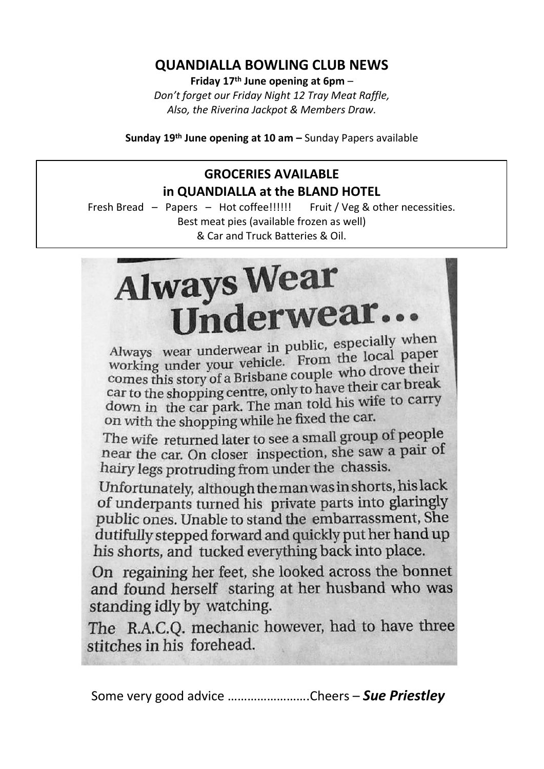## QUANDIALLA BOWLING CLUB NEWS

**Friday 17th June opening at 6pm** –

*Don't forget our Friday Night 12 Tray Meat Raffle,*
*Also, the Riverina Jackpot & Members Draw.*

**Sunday 19th June opening at 10 am –** Sunday Papers available

### GROCERIES AVAILABLE
### in QUANDIALLA at the BLAND HOTEL

Fresh Bread – Papers – Hot coffee!!!!!! Fruit / Veg & other necessities.
Best meat pies (available frozen as well)
& Car and Truck Batteries & Oil.

# Always Wear Underwear...

Always wear underwear in public, especially when working under your vehicle. From the local paper comes this story of a Brisbane couple who drove their car to the shopping centre, only to have their car break down in the car park. The man told his wife to carry on with the shopping while he fixed the car.

The wife returned later to see a small group of people near the car. On closer inspection, she saw a pair of hairy legs protruding from under the chassis.

Unfortunately, although the man was in shorts, his lack of underpants turned his private parts into glaringly public ones. Unable to stand the embarrassment, She dutifully stepped forward and quickly put her hand up his shorts, and tucked everything back into place.

On regaining her feet, she looked across the bonnet and found herself staring at her husband who was standing idly by watching.

The R.A.C.Q. mechanic however, had to have three stitches in his forehead.

Some very good advice ……………………Cheers – ***Sue Priestley***